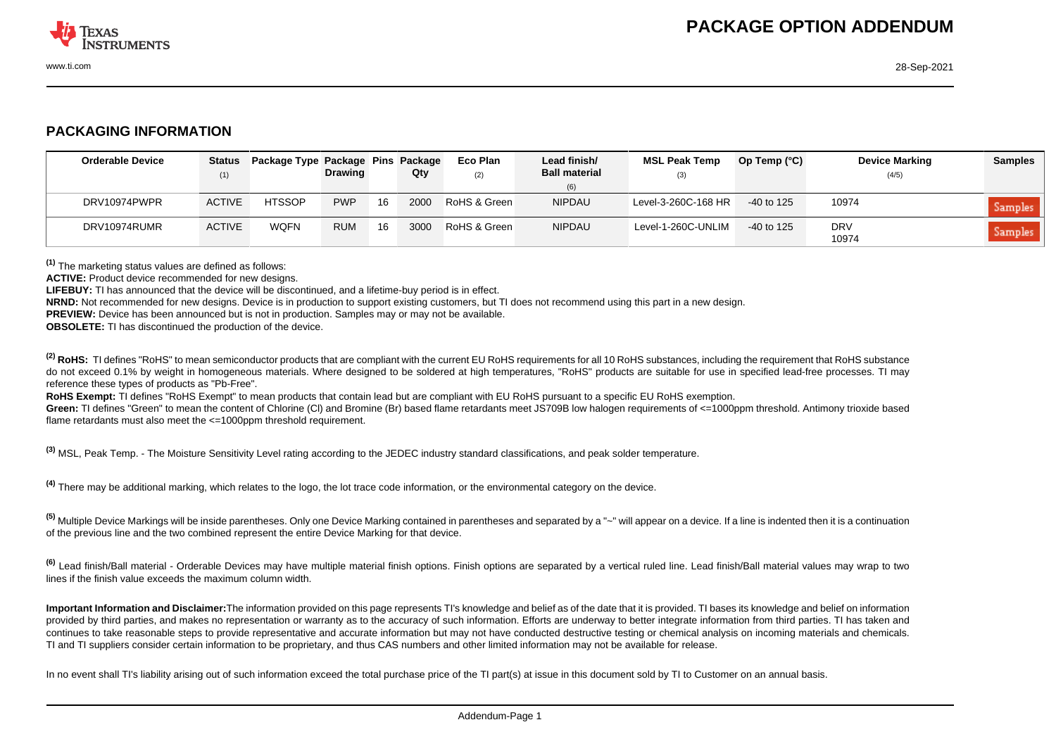# PACKAGE OPTION ADDENDUM

## PACKAGING INFORMATION

| Orderable Device | Status (1) | Package Type | Package Drawing | Pins | Package Qty | Eco Plan (2) | Lead finish/ Ball material (6) | MSL Peak Temp (3) | Op Temp (°C) | Device Marking (4/5) | Samples |
|---|---|---|---|---|---|---|---|---|---|---|---|
| DRV10974PWPR | ACTIVE | HTSSOP | PWP | 16 | 2000 | RoHS & Green | NIPDAU | Level-3-260C-168 HR | -40 to 125 | 10974 | Samples |
| DRV10974RUMR | ACTIVE | WQFN | RUM | 16 | 3000 | RoHS & Green | NIPDAU | Level-1-260C-UNLIM | -40 to 125 | DRV 10974 | Samples |

[(1)] The marketing status values are defined as follows:
**ACTIVE:** Product device recommended for new designs.
**LIFEBUY:** TI has announced that the device will be discontinued, and a lifetime-buy period is in effect.
**NRND:** Not recommended for new designs. Device is in production to support existing customers, but TI does not recommend using this part in a new design.
**PREVIEW:** Device has been announced but is not in production. Samples may or may not be available.
**OBSOLETE:** TI has discontinued the production of the device.

[(2)] **RoHS:** TI defines "RoHS" to mean semiconductor products that are compliant with the current EU RoHS requirements for all 10 RoHS substances, including the requirement that RoHS substance do not exceed 0.1% by weight in homogeneous materials. Where designed to be soldered at high temperatures, "RoHS" products are suitable for use in specified lead-free processes. TI may reference these types of products as "Pb-Free".
**RoHS Exempt:** TI defines "RoHS Exempt" to mean products that contain lead but are compliant with EU RoHS pursuant to a specific EU RoHS exemption.
**Green:** TI defines "Green" to mean the content of Chlorine (Cl) and Bromine (Br) based flame retardants meet JS709B low halogen requirements of <=1000ppm threshold. Antimony trioxide based flame retardants must also meet the <=1000ppm threshold requirement.

[(3)] MSL, Peak Temp. - The Moisture Sensitivity Level rating according to the JEDEC industry standard classifications, and peak solder temperature.

[(4)] There may be additional marking, which relates to the logo, the lot trace code information, or the environmental category on the device.

[(5)] Multiple Device Markings will be inside parentheses. Only one Device Marking contained in parentheses and separated by a "~" will appear on a device. If a line is indented then it is a continuation of the previous line and the two combined represent the entire Device Marking for that device.

[(6)] Lead finish/Ball material - Orderable Devices may have multiple material finish options. Finish options are separated by a vertical ruled line. Lead finish/Ball material values may wrap to two lines if the finish value exceeds the maximum column width.

**Important Information and Disclaimer:**The information provided on this page represents TI's knowledge and belief as of the date that it is provided. TI bases its knowledge and belief on information provided by third parties, and makes no representation or warranty as to the accuracy of such information. Efforts are underway to better integrate information from third parties. TI has taken and continues to take reasonable steps to provide representative and accurate information but may not have conducted destructive testing or chemical analysis on incoming materials and chemicals. TI and TI suppliers consider certain information to be proprietary, and thus CAS numbers and other limited information may not be available for release.

In no event shall TI's liability arising out of such information exceed the total purchase price of the TI part(s) at issue in this document sold by TI to Customer on an annual basis.